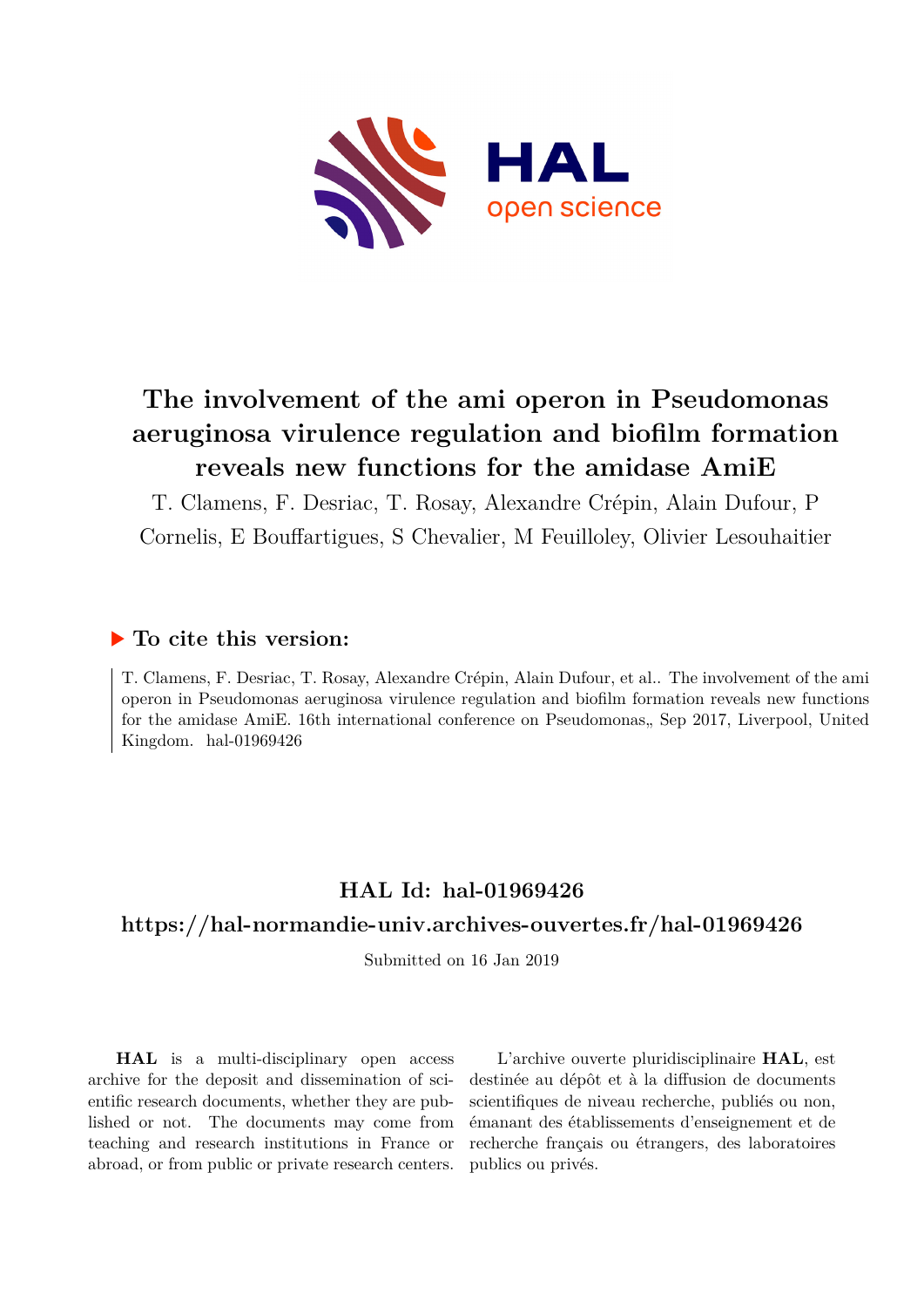# The involvement of the ami operon in Pseudomonas aeruginosa virulence regulation and biofilm formation reveals new functions for the amidase AmiE

T. Clamens, F. Desriac, T. Rosay, Alexandre Crépin, Alain Dufour, P Cornelis, E Bouffartigues, S Chevalier, M Feuilloley, Olivier Lesouhaitier

## ▶ To cite this version:

T. Clamens, F. Desriac, T. Rosay, Alexandre Crépin, Alain Dufour, et al.. The involvement of the ami operon in Pseudomonas aeruginosa virulence regulation and biofilm formation reveals new functions for the amidase AmiE. 16th international conference on Pseudomonas,, Sep 2017, Liverpool, United Kingdom. hal-01969426

## HAL Id: hal-01969426

## https://hal-normandie-univ.archives-ouvertes.fr/hal-01969426

Submitted on 16 Jan 2019

**HAL** is a multi-disciplinary open access archive for the deposit and dissemination of scientific research documents, whether they are published or not. The documents may come from teaching and research institutions in France or abroad, or from public or private research centers.

L'archive ouverte pluridisciplinaire **HAL**, est destinée au dépôt et à la diffusion de documents scientifiques de niveau recherche, publiés ou non, émanant des établissements d'enseignement et de recherche français ou étrangers, des laboratoires publics ou privés.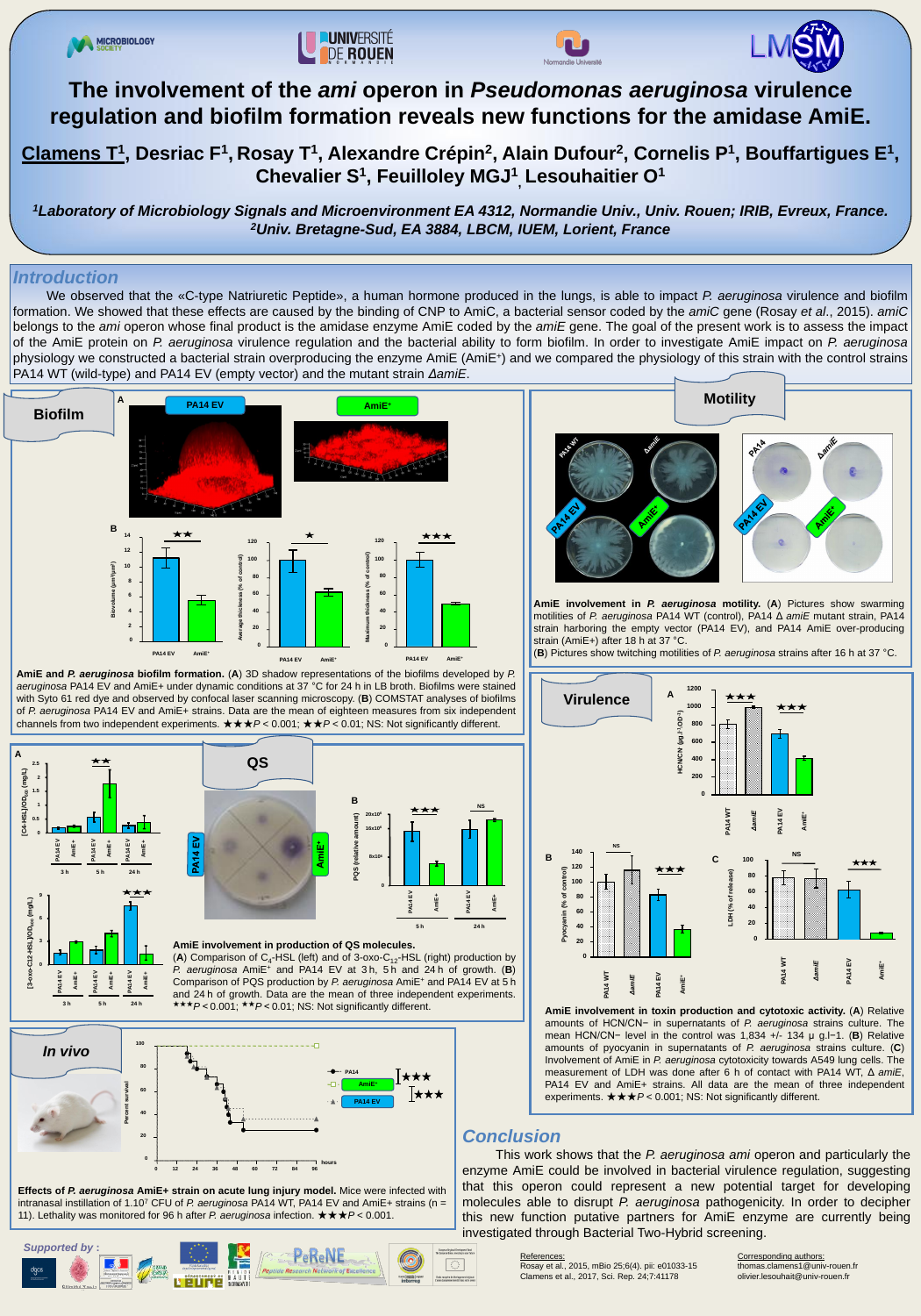# The involvement of the *ami* operon in *Pseudomonas aeruginosa* virulence regulation and biofilm formation reveals new functions for the amidase AmiE.

Clamens T[1], Desriac F[1], Rosay T[1], Alexandre Crépin[2], Alain Dufour[2], Cornelis P[1], Bouffartigues E[1], Chevalier S[1], Feuilloley MGJ[1], Lesouhaitier O[1]

[1]*Laboratory of Microbiology Signals and Microenvironment EA 4312, Normandie Univ., Univ. Rouen; IRIB, Evreux, France.*
[2]*Univ. Bretagne-Sud, EA 3884, LBCM, IUEM, Lorient, France*

## Introduction

We observed that the «C-type Natriuretic Peptide», a human hormone produced in the lungs, is able to impact *P. aeruginosa* virulence and biofilm formation. We showed that these effects are caused by the binding of CNP to AmiC, a bacterial sensor coded by the *amiC* gene (Rosay *et al.*, 2015). *amiC* belongs to the *ami* operon whose final product is the amidase enzyme AmiE coded by the *amiE* gene. The goal of the present work is to assess the impact of the AmiE protein on *P. aeruginosa* virulence regulation and the bacterial ability to form biofilm. In order to investigate AmiE impact on *P. aeruginosa* physiology we constructed a bacterial strain overproducing the enzyme AmiE (AmiE$^+$) and we compared the physiology of this strain with the control strains PA14 WT (wild-type) and PA14 EV (empty vector) and the mutant strain *ΔamiE*.

## Biofilm

A
PA14 EV
AmiE$^+$

B
Biovolume (µm³/µm²)
Average thickness (% of control)
Maximum thickness (% of control)
PA14 EV AmiE$^+$
★★ ★ ★★★

**AmiE and *P. aeruginosa* biofilm formation.** (**A**) 3D shadow representations of the biofilms developed by *P. aeruginosa* PA14 EV and AmiE+ under dynamic conditions at 37 °C for 24 h in LB broth. Biofilms were stained with Syto 61 red dye and observed by confocal laser scanning microscopy. (**B**) COMSTAT analyses of biofilms of *P. aeruginosa* PA14 EV and AmiE+ strains. Data are the mean of eighteen measures from six independent channels from two independent experiments. ★★★*P* < 0.001; ★★*P* < 0.01; NS: Not significantly different.

## Motility

PA14 WT
ΔamiE
PA14 EV
AmiE$^+$

**AmiE involvement in *P. aeruginosa* motility.** (**A**) Pictures show swarming motilities of *P. aeruginosa* PA14 WT (control), PA14 Δ *amiE* mutant strain, PA14 strain harboring the empty vector (PA14 EV), and PA14 AmiE over-producing strain (AmiE+) after 18 h at 37 °C.
(**B**) Pictures show twitching motilities of *P. aeruginosa* strains after 16 h at 37 °C.

## QS

A
[C4-HSL]/OD$_{600}$ (mg/L)
[3-oxo-C12-HSL]/OD$_{600}$ (mg/L)
PA14 EV AmiE+
3 h 5 h 24 h

B
PQS (relative amount)
5 h 24 h

**AmiE involvement in production of QS molecules.**
(**A**) Comparison of $C_4$-HSL (left) and of 3-oxo-$C_{12}$-HSL (right) production by *P. aeruginosa* AmiE$^+$ and PA14 EV at 3 h, 5 h and 24 h of growth. (**B**) Comparison of PQS production by *P. aeruginosa* AmiE$^+$ and PA14 EV at 5 h and 24 h of growth. Data are the mean of three independent experiments. ★★★*P* < 0.001; ★★*P* < 0.01; NS: Not significantly different.

## Virulence

A
HCN/CN (µg.l$^{-1}$.OD$^{-1}$)
PA14 WT ΔamiE PA14 EV AmiE+

B
Pyocyanin (% of control)

C
LDH (% of release)

**AmiE involvement in toxin production and cytotoxic activity.** (**A**) Relative amounts of HCN/CN− in supernatants of *P. aeruginosa* strains culture. The mean HCN/CN− level in the control was 1,834 +/- 134 µ g.l−1. (**B**) Relative amounts of pyocyanin in supernatants of *P. aeruginosa* strains culture. (**C**) Involvement of AmiE in *P. aeruginosa* cytotoxicity towards A549 lung cells. The measurement of LDH was done after 6 h of contact with PA14 WT, Δ *amiE*, PA14 EV and AmiE+ strains. All data are the mean of three independent experiments. ★★★*P* < 0.001; NS: Not significantly different.

## In vivo

Percent survival
hours
PA14
AmiE+
PA14 EV

**Effects of *P. aeruginosa* AmiE+ strain on acute lung injury model.** Mice were infected with intranasal instillation of 1.10$^7$ CFU of *P. aeruginosa* PA14 WT, PA14 EV and AmiE+ strains (n = 11). Lethality was monitored for 96 h after *P. aeruginosa* infection. ★★★*P* < 0.001.

## Conclusion

This work shows that the *P. aeruginosa ami* operon and particularly the enzyme AmiE could be involved in bacterial virulence regulation, suggesting that this operon could represent a new potential target for developing molecules able to disrupt *P. aeruginosa* pathogenicity. In order to decipher this new function putative partners for AmiE enzyme are currently being investigated through Bacterial Two-Hybrid screening.

*Supported by :*

References:
Rosay et al., 2015, mBio 25;6(4). pii: e01033-15
Clamens et al., 2017, Sci. Rep. 24;7:41178

Corresponding authors:
thomas.clamens1@univ-rouen.fr
olivier.lesouhaitr@univ-rouen.fr